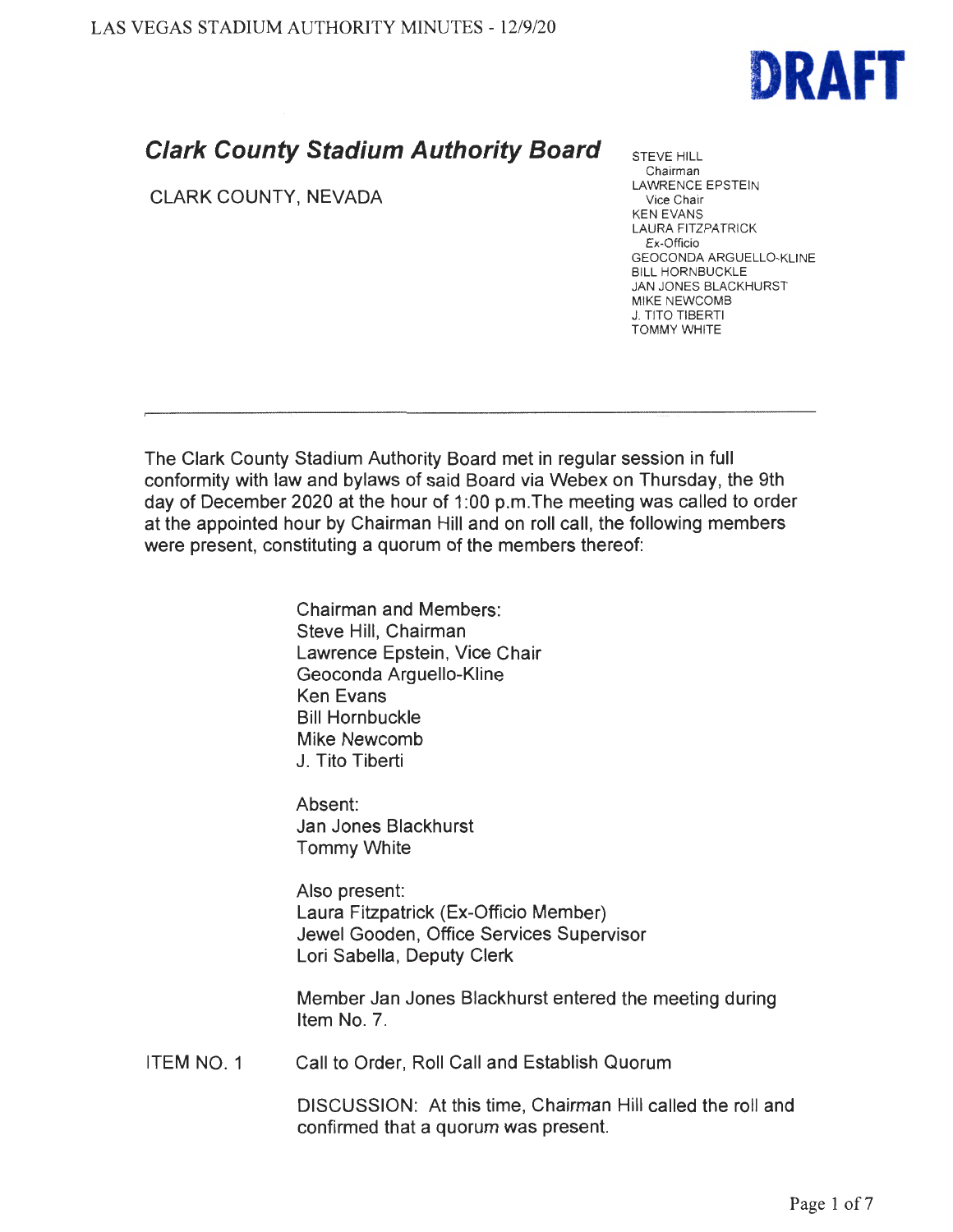DRAFT

# Clark County Stadium Authority Board

CLARK COUNTY, NEVADA

STEVE HILL
Chairman
LAWRENCE EPSTEIN
Vice Chair
KEN EVANS
LAURA FITZPATRICK
*Ex-Officio*
GEOCONDA ARGUELLO-KLINE
BILL HORNBUCKLE
JAN JONES BLACKHURST
MIKE NEWCOMB
J. TITO TIBERTI
TOMMY WHITE

---

The Clark County Stadium Authority Board met in regular session in full conformity with law and bylaws of said Board via Webex on Thursday, the 9th day of December 2020 at the hour of 1:00 p.m.The meeting was called to order at the appointed hour by Chairman Hill and on roll call, the following members were present, constituting a quorum of the members thereof:

Chairman and Members:
Steve Hill, Chairman
Lawrence Epstein, Vice Chair
Geoconda Arguello-Kline
Ken Evans
Bill Hornbuckle
Mike Newcomb
J. Tito Tiberti

Absent:
Jan Jones Blackhurst
Tommy White

Also present:
Laura Fitzpatrick (Ex-Officio Member)
Jewel Gooden, Office Services Supervisor
Lori Sabella, Deputy Clerk

Member Jan Jones Blackhurst entered the meeting during Item No. 7.

ITEM NO. 1 Call to Order, Roll Call and Establish Quorum

DISCUSSION: At this time, Chairman Hill called the roll and confirmed that a quorum was present.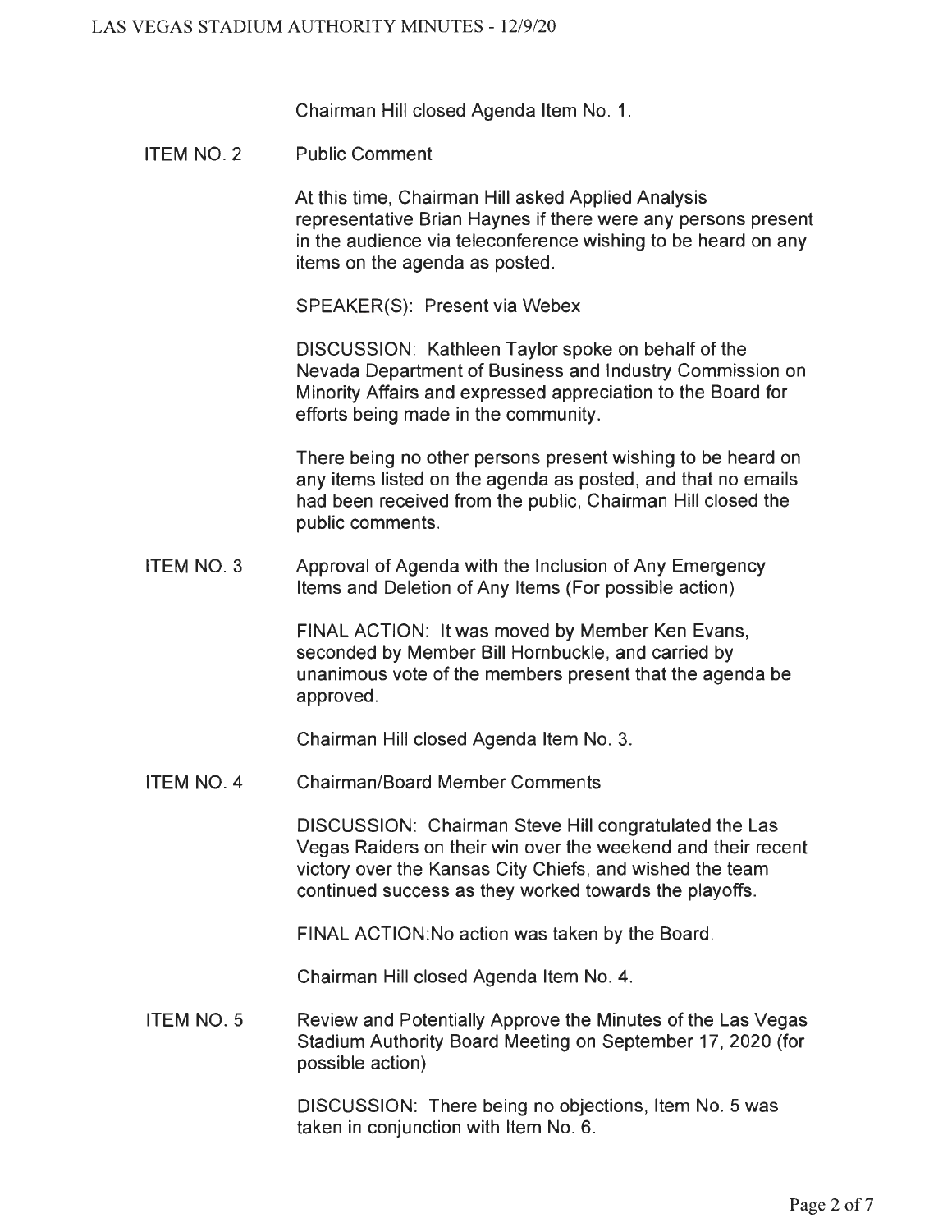Chairman Hill closed Agenda Item No. 1.

**ITEM NO. 2** Public Comment

At this time, Chairman Hill asked Applied Analysis representative Brian Haynes if there were any persons present in the audience via teleconference wishing to be heard on any items on the agenda as posted.

SPEAKER(S): Present via Webex

DISCUSSION: Kathleen Taylor spoke on behalf of the Nevada Department of Business and Industry Commission on Minority Affairs and expressed appreciation to the Board for efforts being made in the community.

There being no other persons present wishing to be heard on any items listed on the agenda as posted, and that no emails had been received from the public, Chairman Hill closed the public comments.

**ITEM NO. 3** Approval of Agenda with the Inclusion of Any Emergency Items and Deletion of Any Items (For possible action)

FINAL ACTION: It was moved by Member Ken Evans, seconded by Member Bill Hornbuckle, and carried by unanimous vote of the members present that the agenda be approved.

Chairman Hill closed Agenda Item No. 3.

**ITEM NO. 4** Chairman/Board Member Comments

DISCUSSION: Chairman Steve Hill congratulated the Las Vegas Raiders on their win over the weekend and their recent victory over the Kansas City Chiefs, and wished the team continued success as they worked towards the playoffs.

FINAL ACTION:No action was taken by the Board.

Chairman Hill closed Agenda Item No. 4.

**ITEM NO. 5** Review and Potentially Approve the Minutes of the Las Vegas Stadium Authority Board Meeting on September 17, 2020 (for possible action)

DISCUSSION: There being no objections, Item No. 5 was taken in conjunction with Item No. 6.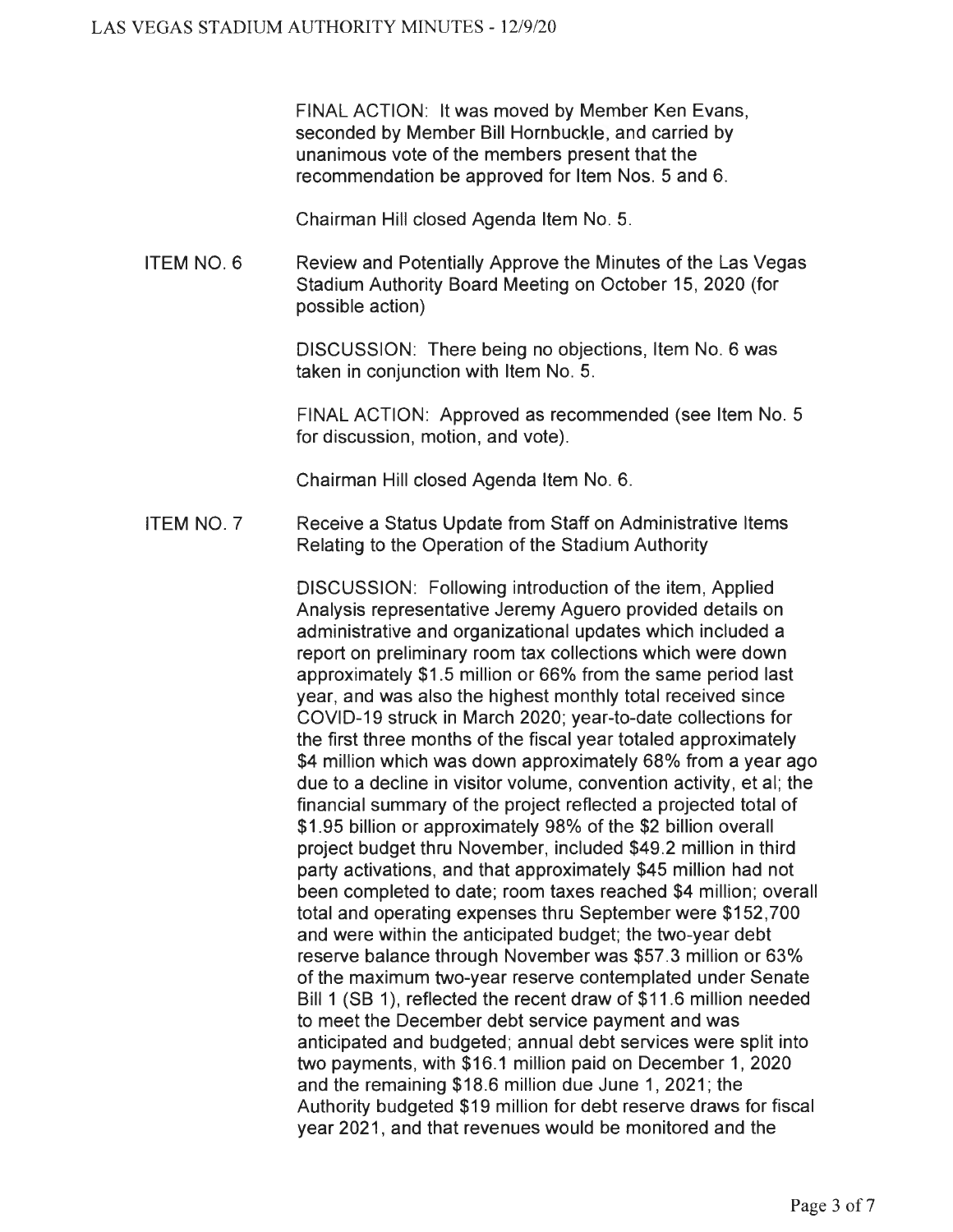FINAL ACTION: It was moved by Member Ken Evans, seconded by Member Bill Hornbuckle, and carried by unanimous vote of the members present that the recommendation be approved for Item Nos. 5 and 6.

Chairman Hill closed Agenda Item No. 5.

ITEM NO. 6 Review and Potentially Approve the Minutes of the Las Vegas Stadium Authority Board Meeting on October 15, 2020 (for possible action)

DISCUSSION: There being no objections, Item No. 6 was taken in conjunction with Item No. 5.

FINAL ACTION: Approved as recommended (see Item No. 5 for discussion, motion, and vote).

Chairman Hill closed Agenda Item No. 6.

ITEM NO. 7 Receive a Status Update from Staff on Administrative Items Relating to the Operation of the Stadium Authority

DISCUSSION: Following introduction of the item, Applied Analysis representative Jeremy Aguero provided details on administrative and organizational updates which included a report on preliminary room tax collections which were down approximately $1.5 million or 66% from the same period last year, and was also the highest monthly total received since COVID-19 struck in March 2020; year-to-date collections for the first three months of the fiscal year totaled approximately $4 million which was down approximately 68% from a year ago due to a decline in visitor volume, convention activity, et al; the financial summary of the project reflected a projected total of $1.95 billion or approximately 98% of the $2 billion overall project budget thru November, included $49.2 million in third party activations, and that approximately $45 million had not been completed to date; room taxes reached $4 million; overall total and operating expenses thru September were $152,700 and were within the anticipated budget; the two-year debt reserve balance through November was $57.3 million or 63% of the maximum two-year reserve contemplated under Senate Bill 1 (SB 1), reflected the recent draw of $11.6 million needed to meet the December debt service payment and was anticipated and budgeted; annual debt services were split into two payments, with $16.1 million paid on December 1, 2020 and the remaining $18.6 million due June 1, 2021; the Authority budgeted $19 million for debt reserve draws for fiscal year 2021, and that revenues would be monitored and the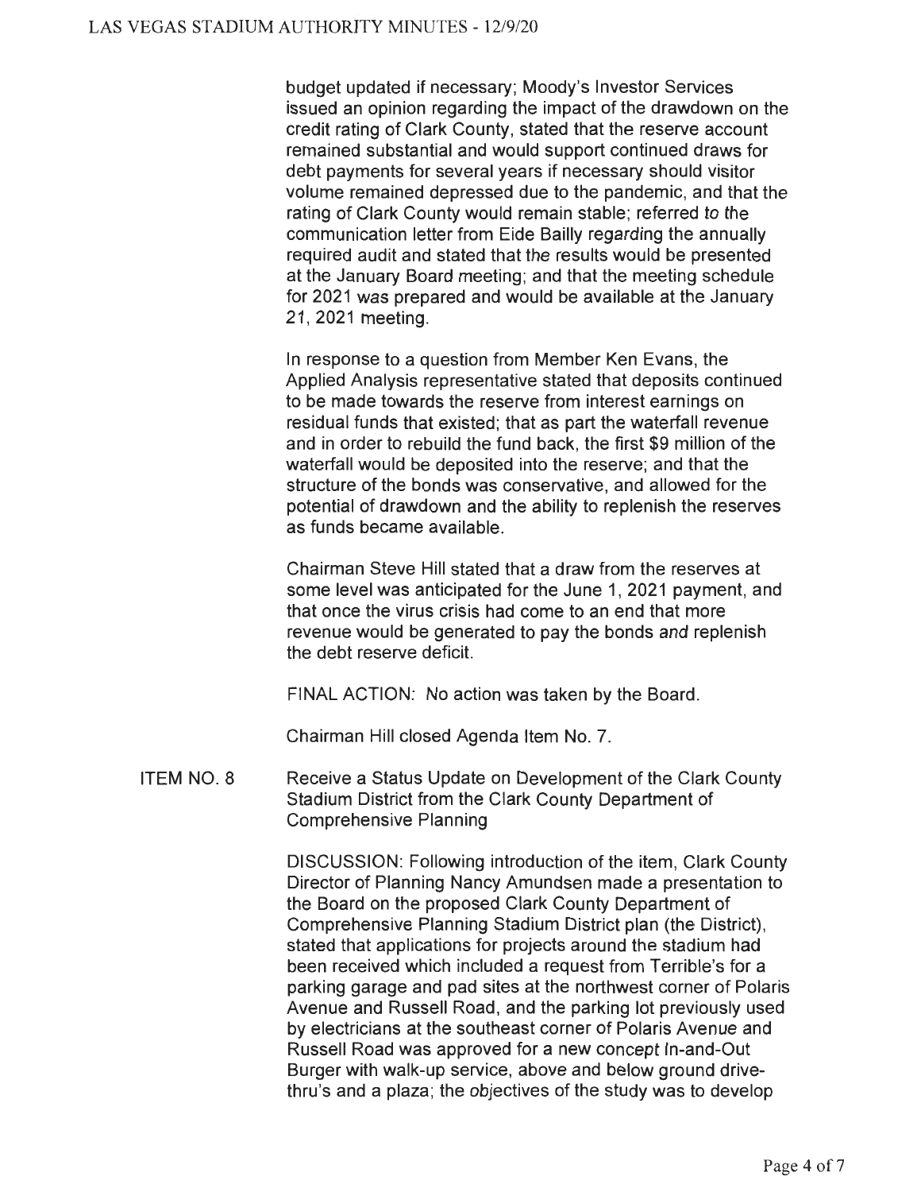budget updated if necessary; Moody's Investor Services issued an opinion regarding the impact of the drawdown on the credit rating of Clark County, stated that the reserve account remained substantial and would support continued draws for debt payments for several years if necessary should visitor volume remained depressed due to the pandemic, and that the rating of Clark County would remain stable; referred to the communication letter from Eide Bailly regarding the annually required audit and stated that the results would be presented at the January Board meeting; and that the meeting schedule for 2021 was prepared and would be available at the January 21, 2021 meeting.

In response to a question from Member Ken Evans, the Applied Analysis representative stated that deposits continued to be made towards the reserve from interest earnings on residual funds that existed; that as part the waterfall revenue and in order to rebuild the fund back, the first $9 million of the waterfall would be deposited into the reserve; and that the structure of the bonds was conservative, and allowed for the potential of drawdown and the ability to replenish the reserves as funds became available.

Chairman Steve Hill stated that a draw from the reserves at some level was anticipated for the June 1, 2021 payment, and that once the virus crisis had come to an end that more revenue would be generated to pay the bonds and replenish the debt reserve deficit.

FINAL ACTION: No action was taken by the Board.

Chairman Hill closed Agenda Item No. 7.

ITEM NO. 8 Receive a Status Update on Development of the Clark County Stadium District from the Clark County Department of Comprehensive Planning

DISCUSSION: Following introduction of the item, Clark County Director of Planning Nancy Amundsen made a presentation to the Board on the proposed Clark County Department of Comprehensive Planning Stadium District plan (the District), stated that applications for projects around the stadium had been received which included a request from Terrible's for a parking garage and pad sites at the northwest corner of Polaris Avenue and Russell Road, and the parking lot previously used by electricians at the southeast corner of Polaris Avenue and Russell Road was approved for a new concept In-and-Out Burger with walk-up service, above and below ground drive-thru's and a plaza; the objectives of the study was to develop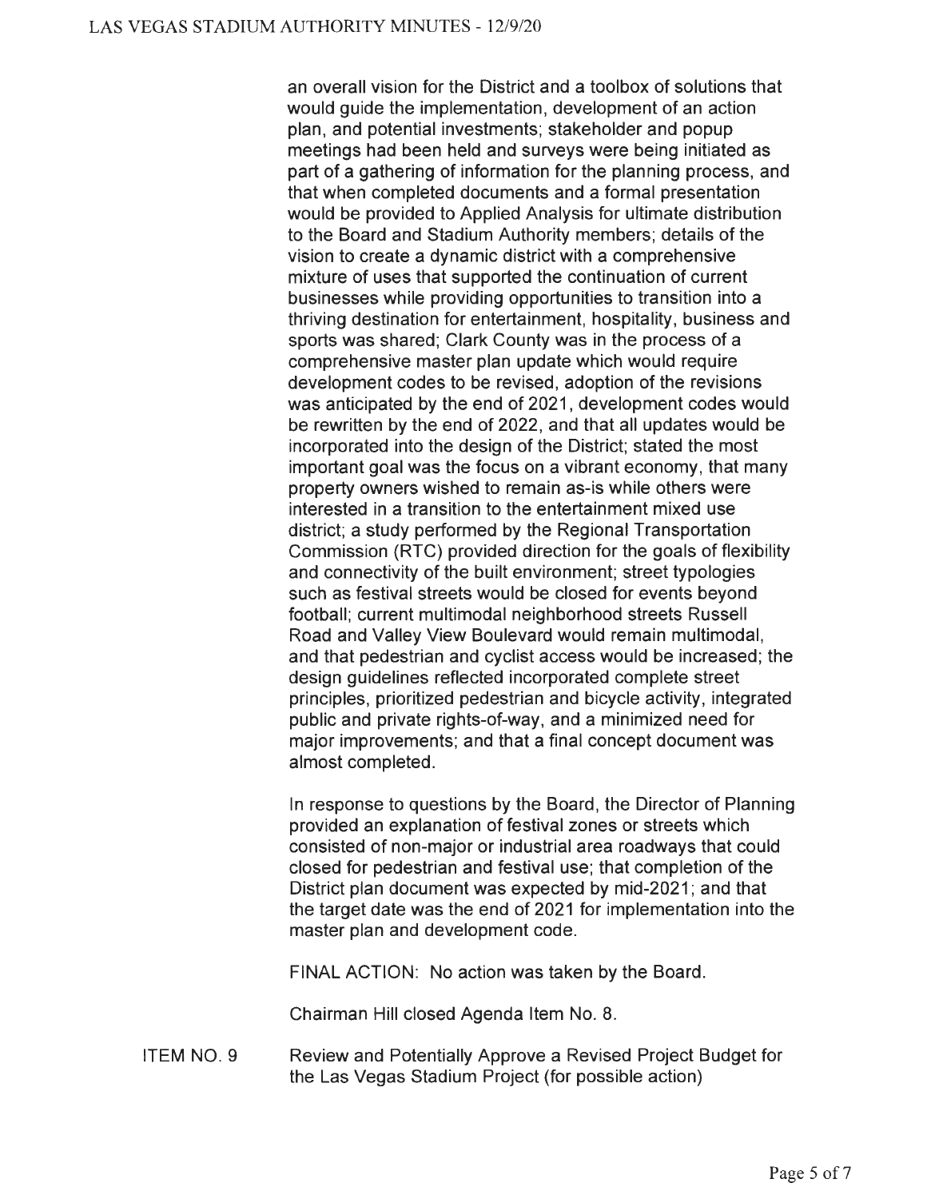an overall vision for the District and a toolbox of solutions that would guide the implementation, development of an action plan, and potential investments; stakeholder and popup meetings had been held and surveys were being initiated as part of a gathering of information for the planning process, and that when completed documents and a formal presentation would be provided to Applied Analysis for ultimate distribution to the Board and Stadium Authority members; details of the vision to create a dynamic district with a comprehensive mixture of uses that supported the continuation of current businesses while providing opportunities to transition into a thriving destination for entertainment, hospitality, business and sports was shared; Clark County was in the process of a comprehensive master plan update which would require development codes to be revised, adoption of the revisions was anticipated by the end of 2021, development codes would be rewritten by the end of 2022, and that all updates would be incorporated into the design of the District; stated the most important goal was the focus on a vibrant economy, that many property owners wished to remain as-is while others were interested in a transition to the entertainment mixed use district; a study performed by the Regional Transportation Commission (RTC) provided direction for the goals of flexibility and connectivity of the built environment; street typologies such as festival streets would be closed for events beyond football; current multimodal neighborhood streets Russell Road and Valley View Boulevard would remain multimodal, and that pedestrian and cyclist access would be increased; the design guidelines reflected incorporated complete street principles, prioritized pedestrian and bicycle activity, integrated public and private rights-of-way, and a minimized need for major improvements; and that a final concept document was almost completed.

In response to questions by the Board, the Director of Planning provided an explanation of festival zones or streets which consisted of non-major or industrial area roadways that could closed for pedestrian and festival use; that completion of the District plan document was expected by mid-2021; and that the target date was the end of 2021 for implementation into the master plan and development code.

FINAL ACTION: No action was taken by the Board.

Chairman Hill closed Agenda Item No. 8.

ITEM NO. 9 Review and Potentially Approve a Revised Project Budget for the Las Vegas Stadium Project (for possible action)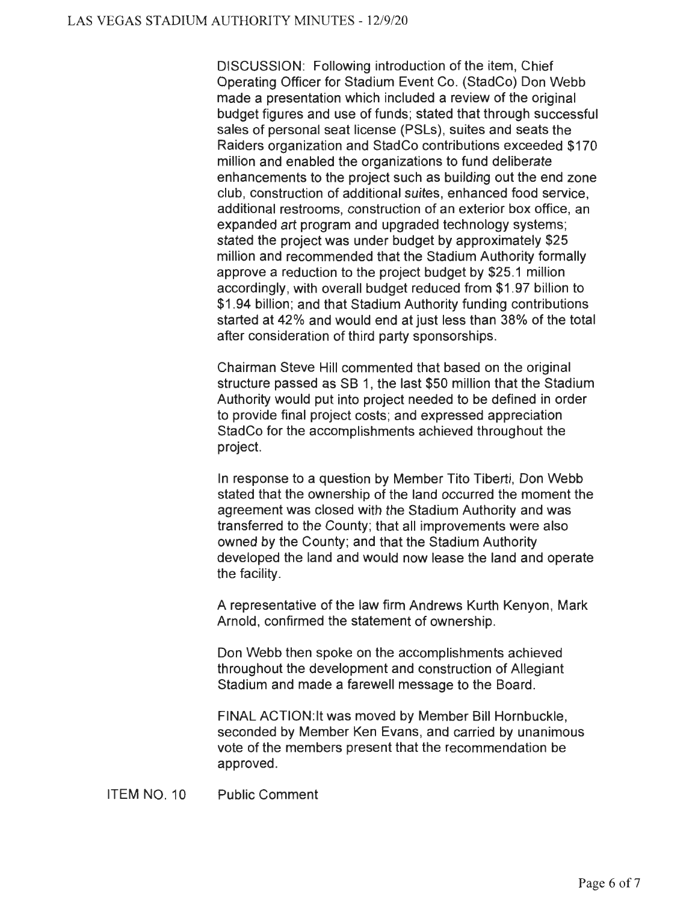DISCUSSION: Following introduction of the item, Chief Operating Officer for Stadium Event Co. (StadCo) Don Webb made a presentation which included a review of the original budget figures and use of funds; stated that through successful sales of personal seat license (PSLs), suites and seats the Raiders organization and StadCo contributions exceeded $170 million and enabled the organizations to fund deliberate enhancements to the project such as building out the end zone club, construction of additional suites, enhanced food service, additional restrooms, construction of an exterior box office, an expanded art program and upgraded technology systems; stated the project was under budget by approximately $25 million and recommended that the Stadium Authority formally approve a reduction to the project budget by $25.1 million accordingly, with overall budget reduced from $1.97 billion to $1.94 billion; and that Stadium Authority funding contributions started at 42% and would end at just less than 38% of the total after consideration of third party sponsorships.

Chairman Steve Hill commented that based on the original structure passed as SB 1, the last $50 million that the Stadium Authority would put into project needed to be defined in order to provide final project costs; and expressed appreciation StadCo for the accomplishments achieved throughout the project.

In response to a question by Member Tito Tiberti, Don Webb stated that the ownership of the land occurred the moment the agreement was closed with the Stadium Authority and was transferred to the County; that all improvements were also owned by the County; and that the Stadium Authority developed the land and would now lease the land and operate the facility.

A representative of the law firm Andrews Kurth Kenyon, Mark Arnold, confirmed the statement of ownership.

Don Webb then spoke on the accomplishments achieved throughout the development and construction of Allegiant Stadium and made a farewell message to the Board.

FINAL ACTION: It was moved by Member Bill Hornbuckle, seconded by Member Ken Evans, and carried by unanimous vote of the members present that the recommendation be approved.

ITEM NO. 10 Public Comment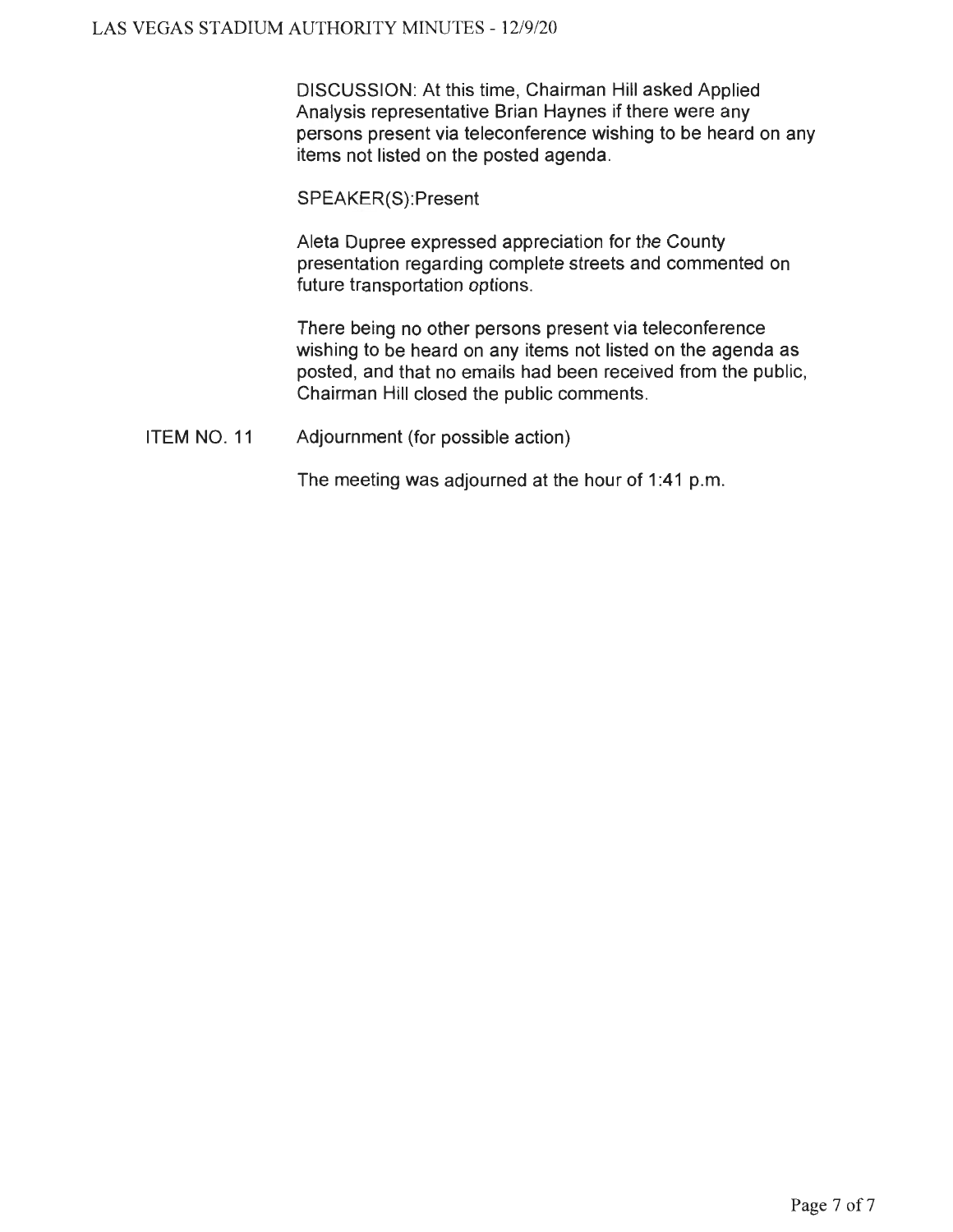DISCUSSION: At this time, Chairman Hill asked Applied Analysis representative Brian Haynes if there were any persons present via teleconference wishing to be heard on any items not listed on the posted agenda.

SPEAKER(S):Present

Aleta Dupree expressed appreciation for the County presentation regarding complete streets and commented on future transportation options.

There being no other persons present via teleconference wishing to be heard on any items not listed on the agenda as posted, and that no emails had been received from the public, Chairman Hill closed the public comments.

ITEM NO. 11 Adjournment (for possible action)

The meeting was adjourned at the hour of 1:41 p.m.